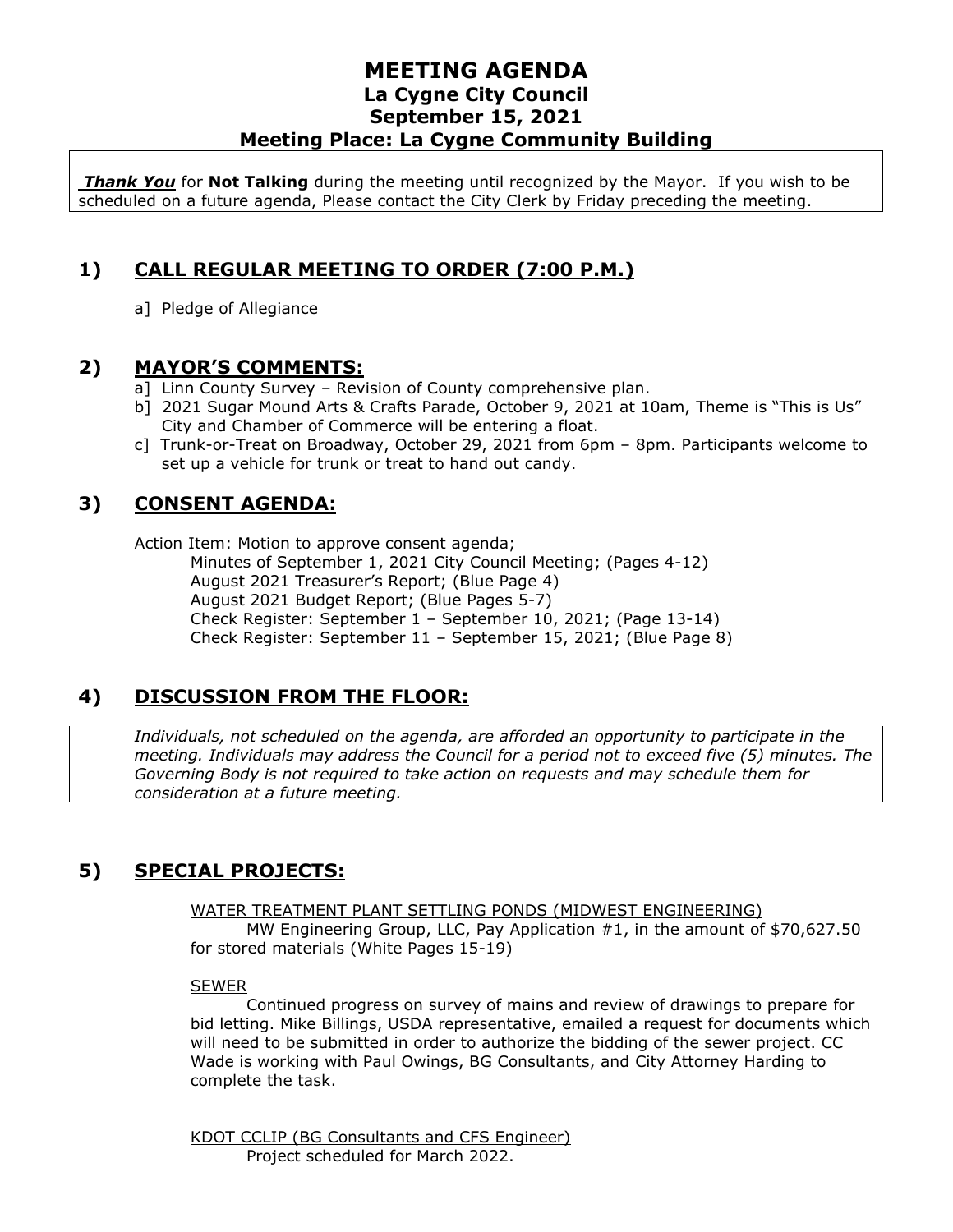# MEETING AGENDA
## La Cygne City Council
## September 15, 2021
## Meeting Place: La Cygne Community Building

***Thank You*** for **Not Talking** during the meeting until recognized by the Mayor. If you wish to be scheduled on a future agenda, Please contact the City Clerk by Friday preceding the meeting.

## 1) CALL REGULAR MEETING TO ORDER (7:00 P.M.)

a] Pledge of Allegiance

## 2) MAYOR'S COMMENTS:

a] Linn County Survey – Revision of County comprehensive plan.

b] 2021 Sugar Mound Arts & Crafts Parade, October 9, 2021 at 10am, Theme is "This is Us" City and Chamber of Commerce will be entering a float.

c] Trunk-or-Treat on Broadway, October 29, 2021 from 6pm – 8pm. Participants welcome to set up a vehicle for trunk or treat to hand out candy.

## 3) CONSENT AGENDA:

Action Item: Motion to approve consent agenda;

Minutes of September 1, 2021 City Council Meeting; (Pages 4-12)
August 2021 Treasurer's Report; (Blue Page 4)
August 2021 Budget Report; (Blue Pages 5-7)
Check Register: September 1 – September 10, 2021; (Page 13-14)
Check Register: September 11 – September 15, 2021; (Blue Page 8)

## 4) DISCUSSION FROM THE FLOOR:

*Individuals, not scheduled on the agenda, are afforded an opportunity to participate in the meeting. Individuals may address the Council for a period not to exceed five (5) minutes. The Governing Body is not required to take action on requests and may schedule them for consideration at a future meeting.*

## 5) SPECIAL PROJECTS:

WATER TREATMENT PLANT SETTLING PONDS (MIDWEST ENGINEERING)

MW Engineering Group, LLC, Pay Application #1, in the amount of $70,627.50 for stored materials (White Pages 15-19)

SEWER

Continued progress on survey of mains and review of drawings to prepare for bid letting. Mike Billings, USDA representative, emailed a request for documents which will need to be submitted in order to authorize the bidding of the sewer project. CC Wade is working with Paul Owings, BG Consultants, and City Attorney Harding to complete the task.

KDOT CCLIP (BG Consultants and CFS Engineer)

Project scheduled for March 2022.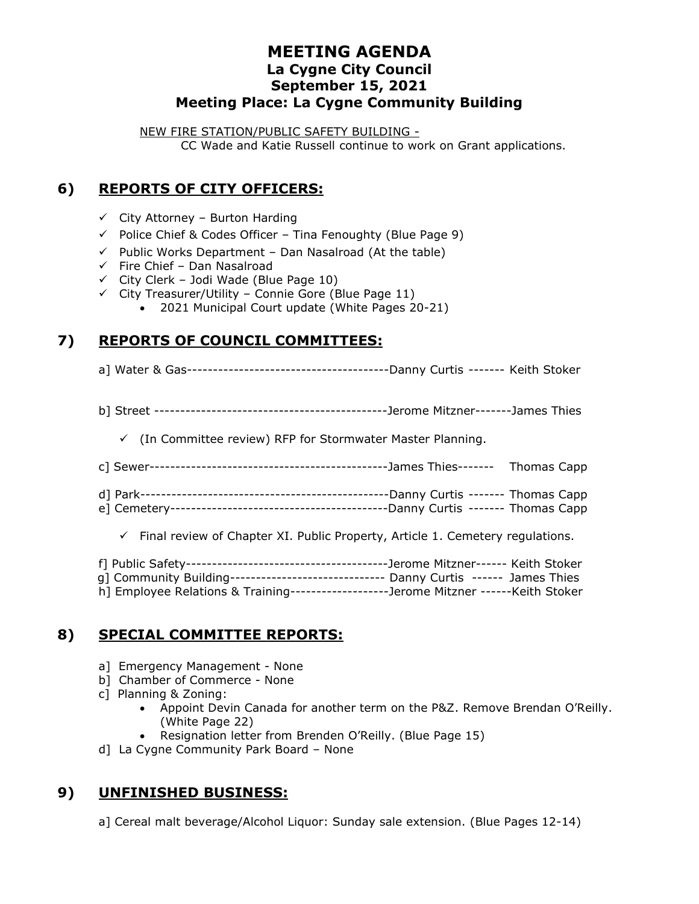# MEETING AGENDA
## La Cygne City Council
## September 15, 2021
## Meeting Place: La Cygne Community Building

NEW FIRE STATION/PUBLIC SAFETY BUILDING -
CC Wade and Katie Russell continue to work on Grant applications.

## 6) REPORTS OF CITY OFFICERS:

- ✓ City Attorney – Burton Harding
- ✓ Police Chief & Codes Officer – Tina Fenoughty (Blue Page 9)
- ✓ Public Works Department – Dan Nasalroad (At the table)
- ✓ Fire Chief – Dan Nasalroad
- ✓ City Clerk – Jodi Wade (Blue Page 10)
- ✓ City Treasurer/Utility – Connie Gore (Blue Page 11)
  - 2021 Municipal Court update (White Pages 20-21)

## 7) REPORTS OF COUNCIL COMMITTEES:

a] Water & Gas---------------------------------------Danny Curtis ------- Keith Stoker

b] Street --------------------------------------------Jerome Mitzner-------James Thies

- ✓ (In Committee review) RFP for Stormwater Master Planning.

c] Sewer---------------------------------------------James Thies------- Thomas Capp

d] Park-----------------------------------------------Danny Curtis ------- Thomas Capp

e] Cemetery-----------------------------------------Danny Curtis ------- Thomas Capp

- ✓ Final review of Chapter XI. Public Property, Article 1. Cemetery regulations.

f] Public Safety---------------------------------------Jerome Mitzner------ Keith Stoker

g] Community Building----------------------------- Danny Curtis ------ James Thies

h] Employee Relations & Training-------------------Jerome Mitzner ------Keith Stoker

## 8) SPECIAL COMMITTEE REPORTS:

a] Emergency Management - None

b] Chamber of Commerce - None

c] Planning & Zoning:
- Appoint Devin Canada for another term on the P&Z. Remove Brendan O'Reilly. (White Page 22)
- Resignation letter from Brenden O'Reilly. (Blue Page 15)

d] La Cygne Community Park Board – None

## 9) UNFINISHED BUSINESS:

a] Cereal malt beverage/Alcohol Liquor: Sunday sale extension. (Blue Pages 12-14)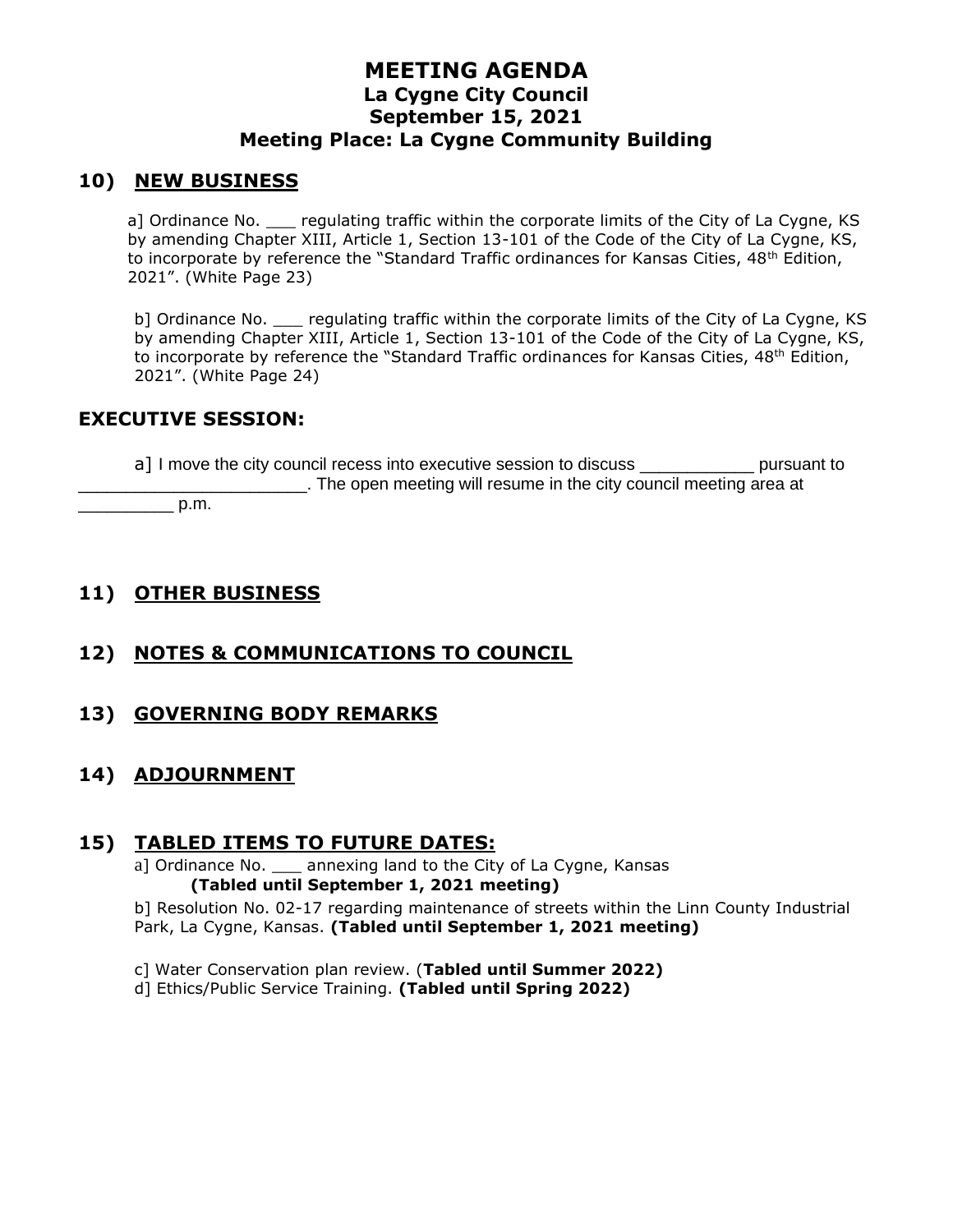# MEETING AGENDA
## La Cygne City Council
## September 15, 2021
## Meeting Place: La Cygne Community Building

## 10) NEW BUSINESS

a] Ordinance No. ___ regulating traffic within the corporate limits of the City of La Cygne, KS by amending Chapter XIII, Article 1, Section 13-101 of the Code of the City of La Cygne, KS, to incorporate by reference the "Standard Traffic ordinances for Kansas Cities, 48th Edition, 2021". (White Page 23)

b] Ordinance No. ___ regulating traffic within the corporate limits of the City of La Cygne, KS by amending Chapter XIII, Article 1, Section 13-101 of the Code of the City of La Cygne, KS, to incorporate by reference the "Standard Traffic ordinances for Kansas Cities, 48th Edition, 2021". (White Page 24)

## EXECUTIVE SESSION:

a] I move the city council recess into executive session to discuss ___________ pursuant to ______________________. The open meeting will resume in the city council meeting area at _________ p.m.

## 11) OTHER BUSINESS

## 12) NOTES & COMMUNICATIONS TO COUNCIL

## 13) GOVERNING BODY REMARKS

## 14) ADJOURNMENT

## 15) TABLED ITEMS TO FUTURE DATES:

a] Ordinance No. ___ annexing land to the City of La Cygne, Kansas **(Tabled until September 1, 2021 meeting)**

b] Resolution No. 02-17 regarding maintenance of streets within the Linn County Industrial Park, La Cygne, Kansas. **(Tabled until September 1, 2021 meeting)**

c] Water Conservation plan review. (**Tabled until Summer 2022)**

d] Ethics/Public Service Training. **(Tabled until Spring 2022)**